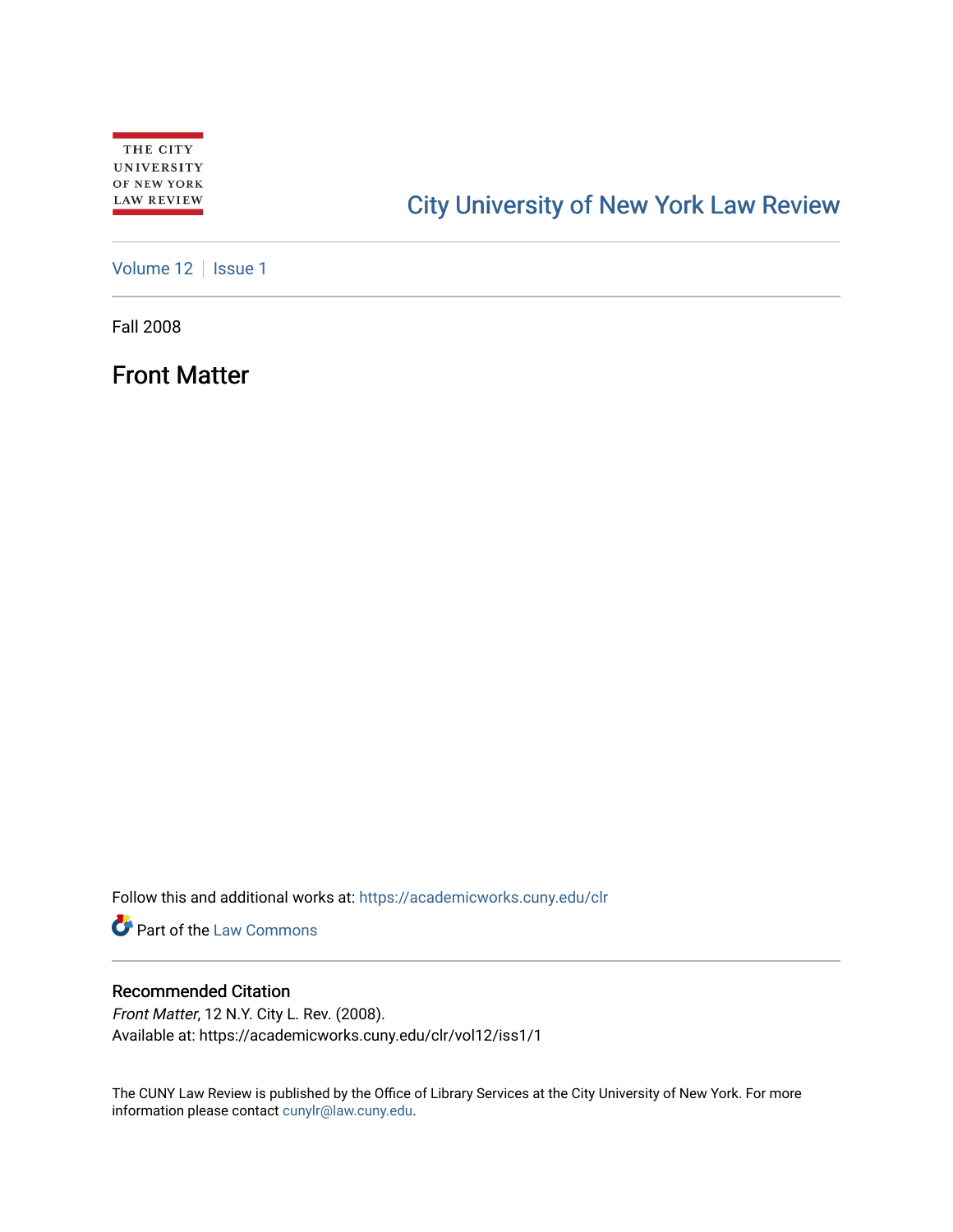THE CITY UNIVERSITY OF NEW YORK LAW REVIEW

City University of New York Law Review

Volume 12 | Issue 1

Fall 2008

# Front Matter

Follow this and additional works at: https://academicworks.cuny.edu/clr

Part of the Law Commons

### Recommended Citation

*Front Matter*, 12 N.Y. City L. Rev. (2008).
Available at: https://academicworks.cuny.edu/clr/vol12/iss1/1

The CUNY Law Review is published by the Office of Library Services at the City University of New York. For more information please contact cunylr@law.cuny.edu.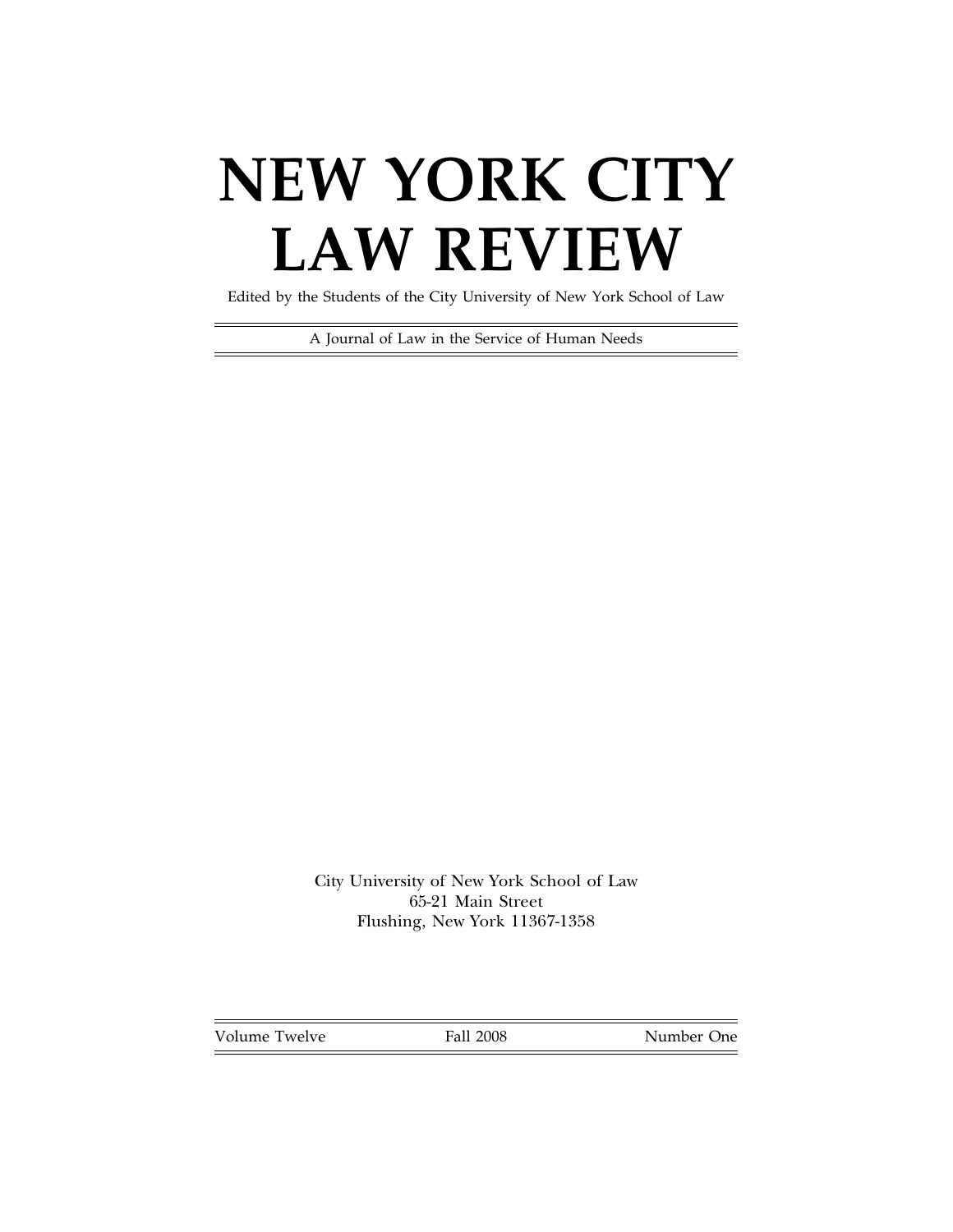# NEW YORK CITY LAW REVIEW

Edited by the Students of the City University of New York School of Law

A Journal of Law in the Service of Human Needs

City University of New York School of Law
65-21 Main Street
Flushing, New York 11367-1358

| Volume Twelve | Fall 2008 | Number One |
|---|---|---|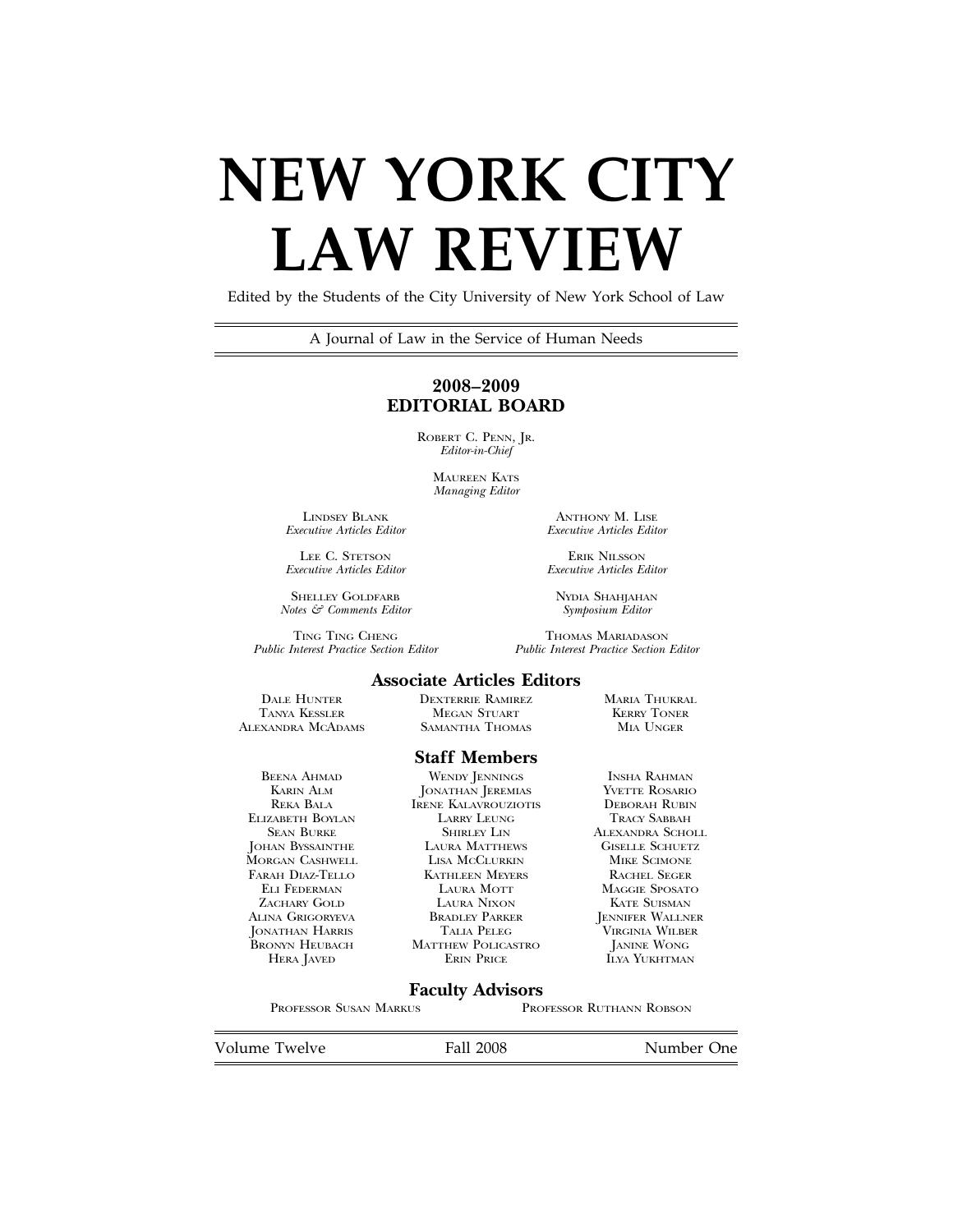# NEW YORK CITY LAW REVIEW

Edited by the Students of the City University of New York School of Law

A Journal of Law in the Service of Human Needs

## 2008–2009 EDITORIAL BOARD

Robert C. Penn, Jr.
*Editor-in-Chief*

Maureen Kats
*Managing Editor*

Lindsey Blank
*Executive Articles Editor*

Anthony M. Lise
*Executive Articles Editor*

Lee C. Stetson
*Executive Articles Editor*

Erik Nilsson
*Executive Articles Editor*

Shelley Goldfarb
*Notes & Comments Editor*

Nydia Shahjahan
*Symposium Editor*

Ting Ting Cheng
*Public Interest Practice Section Editor*

Thomas Mariadason
*Public Interest Practice Section Editor*

### Associate Articles Editors

Dale Hunter
Tanya Kessler
Alexandra McAdams
Dexterrie Ramirez
Megan Stuart
Samantha Thomas
Maria Thukral
Kerry Toner
Mia Unger

### Staff Members

Beena Ahmad
Karin Alm
Reka Bala
Elizabeth Boylan
Sean Burke
Johan Byssainthe
Morgan Cashwell
Farah Diaz-Tello
Eli Federman
Zachary Gold
Alina Grigoryeva
Jonathan Harris
Bronyn Heubach
Hera Javed
Wendy Jennings
Jonathan Jeremias
Irene Kalavrouziotis
Larry Leung
Shirley Lin
Laura Matthews
Lisa McClurkin
Kathleen Meyers
Laura Mott
Laura Nixon
Bradley Parker
Talia Peleg
Matthew Policastro
Erin Price
Insha Rahman
Yvette Rosario
Deborah Rubin
Tracy Sabbah
Alexandra Scholl
Giselle Schuetz
Mike Scimone
Rachel Seger
Maggie Sposato
Kate Suisman
Jennifer Wallner
Virginia Wilber
Janine Wong
Ilya Yukhtman

### Faculty Advisors

Professor Susan Markus
Professor Ruthann Robson

Volume Twelve | Fall 2008 | Number One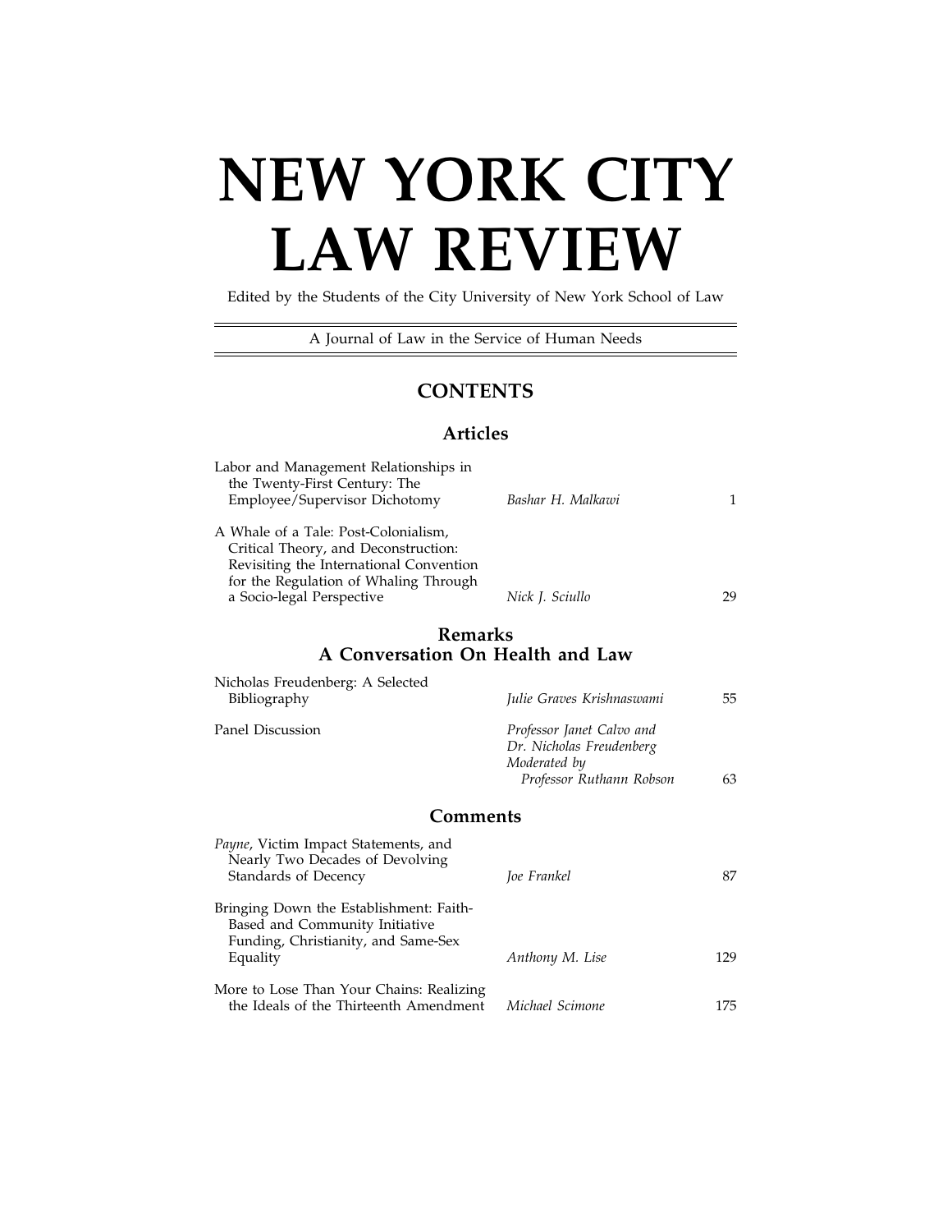# NEW YORK CITY LAW REVIEW

Edited by the Students of the City University of New York School of Law

A Journal of Law in the Service of Human Needs

## CONTENTS

### Articles

| | | |
|---|---|---|
| Labor and Management Relationships in the Twenty-First Century: The Employee/Supervisor Dichotomy | *Bashar H. Malkawi* | 1 |
| A Whale of a Tale: Post-Colonialism, Critical Theory, and Deconstruction: Revisiting the International Convention for the Regulation of Whaling Through a Socio-legal Perspective | *Nick J. Sciullo* | 29 |

### Remarks
### A Conversation On Health and Law

| | | |
|---|---|---|
| Nicholas Freudenberg: A Selected Bibliography | *Julie Graves Krishnaswami* | 55 |
| Panel Discussion | *Professor Janet Calvo and Dr. Nicholas Freudenberg Moderated by Professor Ruthann Robson* | 63 |

### Comments

| | | |
|---|---|---|
| *Payne*, Victim Impact Statements, and Nearly Two Decades of Devolving Standards of Decency | *Joe Frankel* | 87 |
| Bringing Down the Establishment: Faith-Based and Community Initiative Funding, Christianity, and Same-Sex Equality | *Anthony M. Lise* | 129 |
| More to Lose Than Your Chains: Realizing the Ideals of the Thirteenth Amendment | *Michael Scimone* | 175 |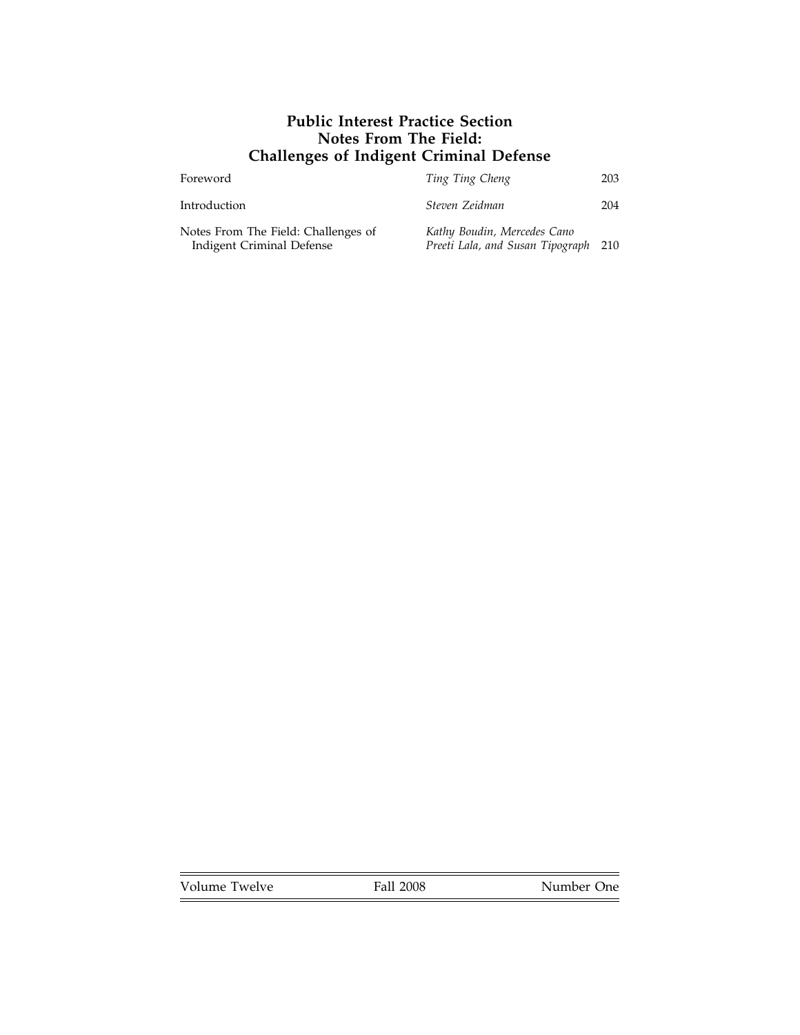# Public Interest Practice Section
## Notes From The Field:
## Challenges of Indigent Criminal Defense

| | | |
|---|---|---|
| Foreword | *Ting Ting Cheng* | 203 |
| Introduction | *Steven Zeidman* | 204 |
| Notes From The Field: Challenges of Indigent Criminal Defense | *Kathy Boudin, Mercedes Cano Preeti Lala, and Susan Tipograph* | 210 |

Volume Twelve | Fall 2008 | Number One